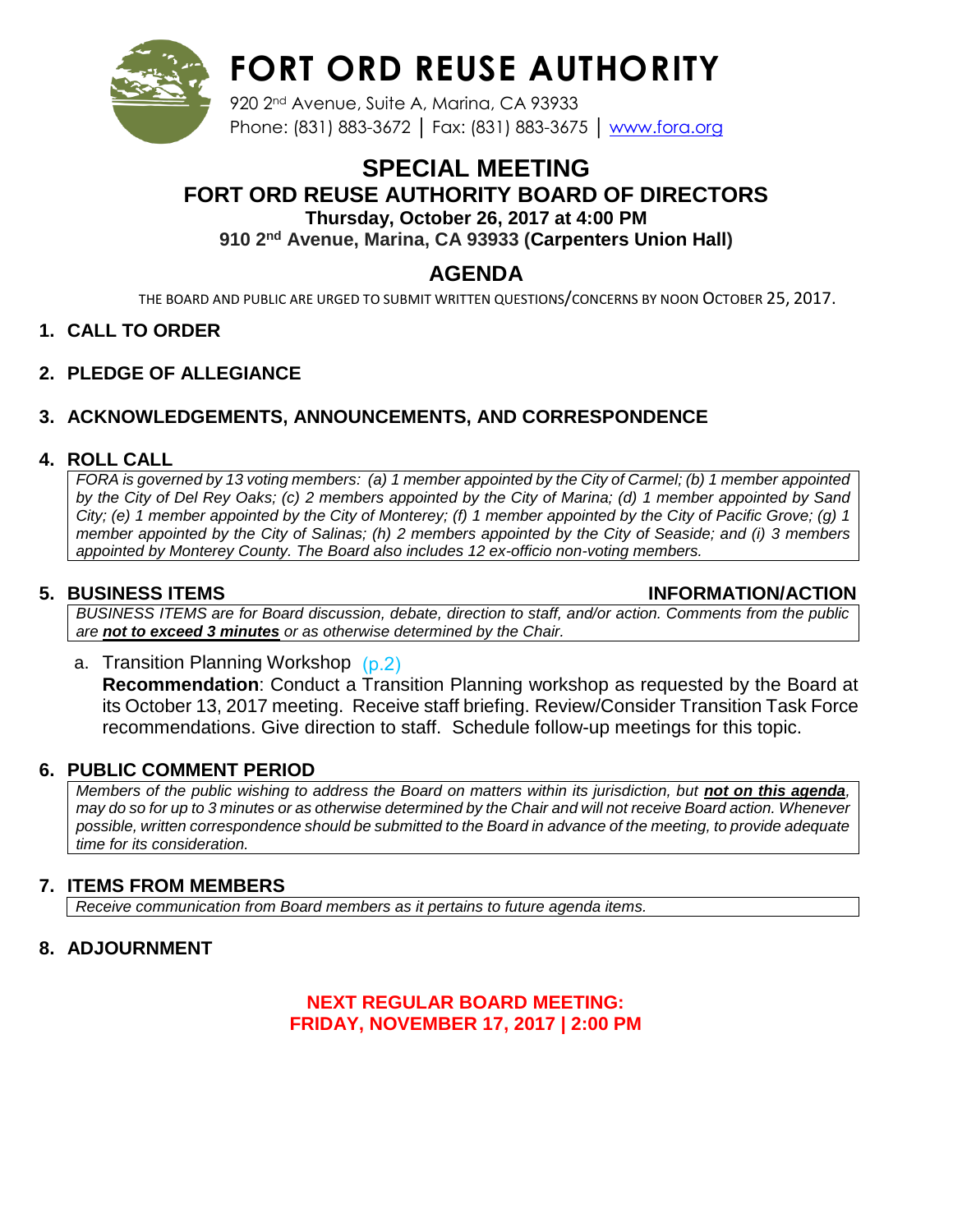# FORT ORD REUSE AUTHORITY

920 2nd Avenue, Suite A, Marina, CA 93933
Phone: (831) 883-3672 | Fax: (831) 883-3675 | www.fora.org

## SPECIAL MEETING
### FORT ORD REUSE AUTHORITY BOARD OF DIRECTORS
**Thursday, October 26, 2017 at 4:00 PM**
**910 2nd Avenue, Marina, CA 93933 (Carpenters Union Hall)**

## AGENDA

THE BOARD AND PUBLIC ARE URGED TO SUBMIT WRITTEN QUESTIONS/CONCERNS BY NOON OCTOBER 25, 2017.

1. **CALL TO ORDER**

2. **PLEDGE OF ALLEGIANCE**

3. **ACKNOWLEDGEMENTS, ANNOUNCEMENTS, AND CORRESPONDENCE**

4. **ROLL CALL**

*FORA is governed by 13 voting members: (a) 1 member appointed by the City of Carmel; (b) 1 member appointed by the City of Del Rey Oaks; (c) 2 members appointed by the City of Marina; (d) 1 member appointed by Sand City; (e) 1 member appointed by the City of Monterey; (f) 1 member appointed by the City of Pacific Grove; (g) 1 member appointed by the City of Salinas; (h) 2 members appointed by the City of Seaside; and (i) 3 members appointed by Monterey County. The Board also includes 12 ex-officio non-voting members.*

5. **BUSINESS ITEMS** — **INFORMATION/ACTION**

*BUSINESS ITEMS are for Board discussion, debate, direction to staff, and/or action. Comments from the public are **not to exceed 3 minutes** or as otherwise determined by the Chair.*

   a. Transition Planning Workshop (p.2)
   **Recommendation**: Conduct a Transition Planning workshop as requested by the Board at its October 13, 2017 meeting. Receive staff briefing. Review/Consider Transition Task Force recommendations. Give direction to staff. Schedule follow-up meetings for this topic.

6. **PUBLIC COMMENT PERIOD**

*Members of the public wishing to address the Board on matters within its jurisdiction, but **not on this agenda**, may do so for up to 3 minutes or as otherwise determined by the Chair and will not receive Board action. Whenever possible, written correspondence should be submitted to the Board in advance of the meeting, to provide adequate time for its consideration.*

7. **ITEMS FROM MEMBERS**

*Receive communication from Board members as it pertains to future agenda items.*

8. **ADJOURNMENT**

**NEXT REGULAR BOARD MEETING:**
**FRIDAY, NOVEMBER 17, 2017 | 2:00 PM**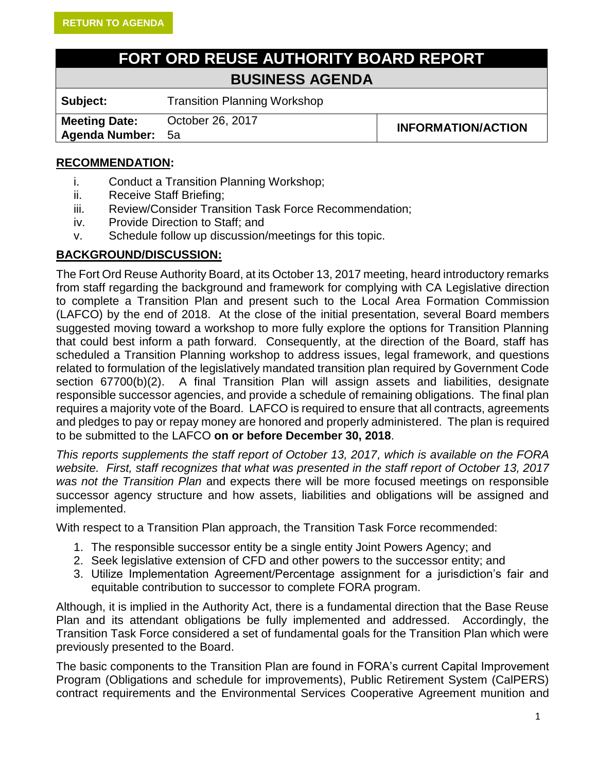RETURN TO AGENDA

# FORT ORD REUSE AUTHORITY BOARD REPORT

## BUSINESS AGENDA

| | | |
|---|---|---|
| **Subject:** | Transition Planning Workshop | |
| **Meeting Date:** **Agenda Number:** | October 26, 2017 5a | **INFORMATION/ACTION** |

**RECOMMENDATION:**

i. Conduct a Transition Planning Workshop;
ii. Receive Staff Briefing;
iii. Review/Consider Transition Task Force Recommendation;
iv. Provide Direction to Staff; and
v. Schedule follow up discussion/meetings for this topic.

**BACKGROUND/DISCUSSION:**

The Fort Ord Reuse Authority Board, at its October 13, 2017 meeting, heard introductory remarks from staff regarding the background and framework for complying with CA Legislative direction to complete a Transition Plan and present such to the Local Area Formation Commission (LAFCO) by the end of 2018. At the close of the initial presentation, several Board members suggested moving toward a workshop to more fully explore the options for Transition Planning that could best inform a path forward. Consequently, at the direction of the Board, staff has scheduled a Transition Planning workshop to address issues, legal framework, and questions related to formulation of the legislatively mandated transition plan required by Government Code section 67700(b)(2). A final Transition Plan will assign assets and liabilities, designate responsible successor agencies, and provide a schedule of remaining obligations. The final plan requires a majority vote of the Board. LAFCO is required to ensure that all contracts, agreements and pledges to pay or repay money are honored and properly administered. The plan is required to be submitted to the LAFCO **on or before December 30, 2018**.

*This reports supplements the staff report of October 13, 2017, which is available on the FORA website. First, staff recognizes that what was presented in the staff report of October 13, 2017 was not the Transition Plan* and expects there will be more focused meetings on responsible successor agency structure and how assets, liabilities and obligations will be assigned and implemented.

With respect to a Transition Plan approach, the Transition Task Force recommended:

1. The responsible successor entity be a single entity Joint Powers Agency; and
2. Seek legislative extension of CFD and other powers to the successor entity; and
3. Utilize Implementation Agreement/Percentage assignment for a jurisdiction's fair and equitable contribution to successor to complete FORA program.

Although, it is implied in the Authority Act, there is a fundamental direction that the Base Reuse Plan and its attendant obligations be fully implemented and addressed. Accordingly, the Transition Task Force considered a set of fundamental goals for the Transition Plan which were previously presented to the Board.

The basic components to the Transition Plan are found in FORA's current Capital Improvement Program (Obligations and schedule for improvements), Public Retirement System (CalPERS) contract requirements and the Environmental Services Cooperative Agreement munition and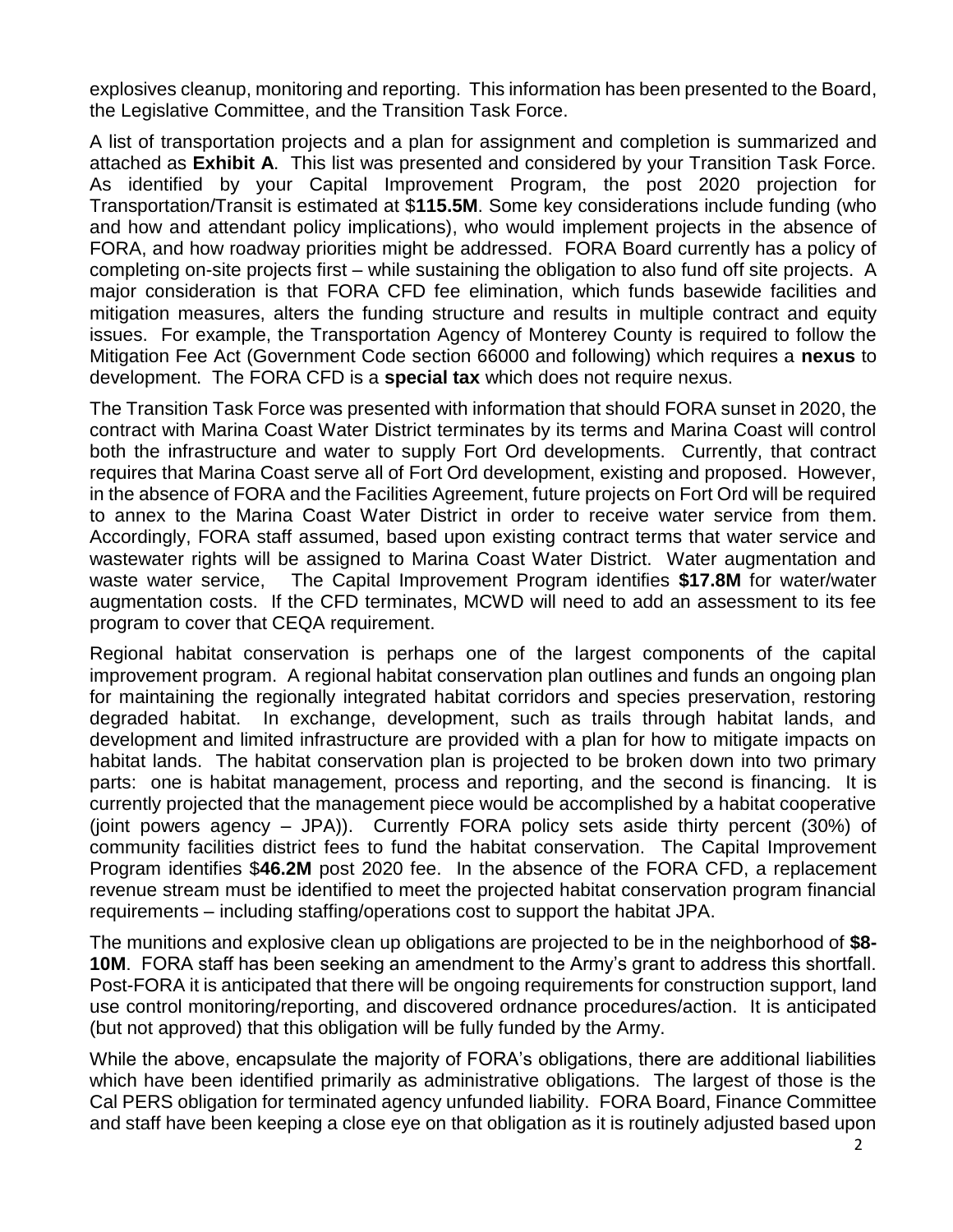explosives cleanup, monitoring and reporting. This information has been presented to the Board, the Legislative Committee, and the Transition Task Force.

A list of transportation projects and a plan for assignment and completion is summarized and attached as **Exhibit A**. This list was presented and considered by your Transition Task Force. As identified by your Capital Improvement Program, the post 2020 projection for Transportation/Transit is estimated at $**115.5M**. Some key considerations include funding (who and how and attendant policy implications), who would implement projects in the absence of FORA, and how roadway priorities might be addressed. FORA Board currently has a policy of completing on-site projects first – while sustaining the obligation to also fund off site projects. A major consideration is that FORA CFD fee elimination, which funds basewide facilities and mitigation measures, alters the funding structure and results in multiple contract and equity issues. For example, the Transportation Agency of Monterey County is required to follow the Mitigation Fee Act (Government Code section 66000 and following) which requires a **nexus** to development. The FORA CFD is a **special tax** which does not require nexus.

The Transition Task Force was presented with information that should FORA sunset in 2020, the contract with Marina Coast Water District terminates by its terms and Marina Coast will control both the infrastructure and water to supply Fort Ord developments. Currently, that contract requires that Marina Coast serve all of Fort Ord development, existing and proposed. However, in the absence of FORA and the Facilities Agreement, future projects on Fort Ord will be required to annex to the Marina Coast Water District in order to receive water service from them. Accordingly, FORA staff assumed, based upon existing contract terms that water service and wastewater rights will be assigned to Marina Coast Water District. Water augmentation and waste water service, The Capital Improvement Program identifies **$17.8M** for water/water augmentation costs. If the CFD terminates, MCWD will need to add an assessment to its fee program to cover that CEQA requirement.

Regional habitat conservation is perhaps one of the largest components of the capital improvement program. A regional habitat conservation plan outlines and funds an ongoing plan for maintaining the regionally integrated habitat corridors and species preservation, restoring degraded habitat. In exchange, development, such as trails through habitat lands, and development and limited infrastructure are provided with a plan for how to mitigate impacts on habitat lands. The habitat conservation plan is projected to be broken down into two primary parts: one is habitat management, process and reporting, and the second is financing. It is currently projected that the management piece would be accomplished by a habitat cooperative (joint powers agency – JPA)). Currently FORA policy sets aside thirty percent (30%) of community facilities district fees to fund the habitat conservation. The Capital Improvement Program identifies $**46.2M** post 2020 fee. In the absence of the FORA CFD, a replacement revenue stream must be identified to meet the projected habitat conservation program financial requirements – including staffing/operations cost to support the habitat JPA.

The munitions and explosive clean up obligations are projected to be in the neighborhood of **$8-10M**. FORA staff has been seeking an amendment to the Army's grant to address this shortfall. Post-FORA it is anticipated that there will be ongoing requirements for construction support, land use control monitoring/reporting, and discovered ordnance procedures/action. It is anticipated (but not approved) that this obligation will be fully funded by the Army.

While the above, encapsulate the majority of FORA's obligations, there are additional liabilities which have been identified primarily as administrative obligations. The largest of those is the Cal PERS obligation for terminated agency unfunded liability. FORA Board, Finance Committee and staff have been keeping a close eye on that obligation as it is routinely adjusted based upon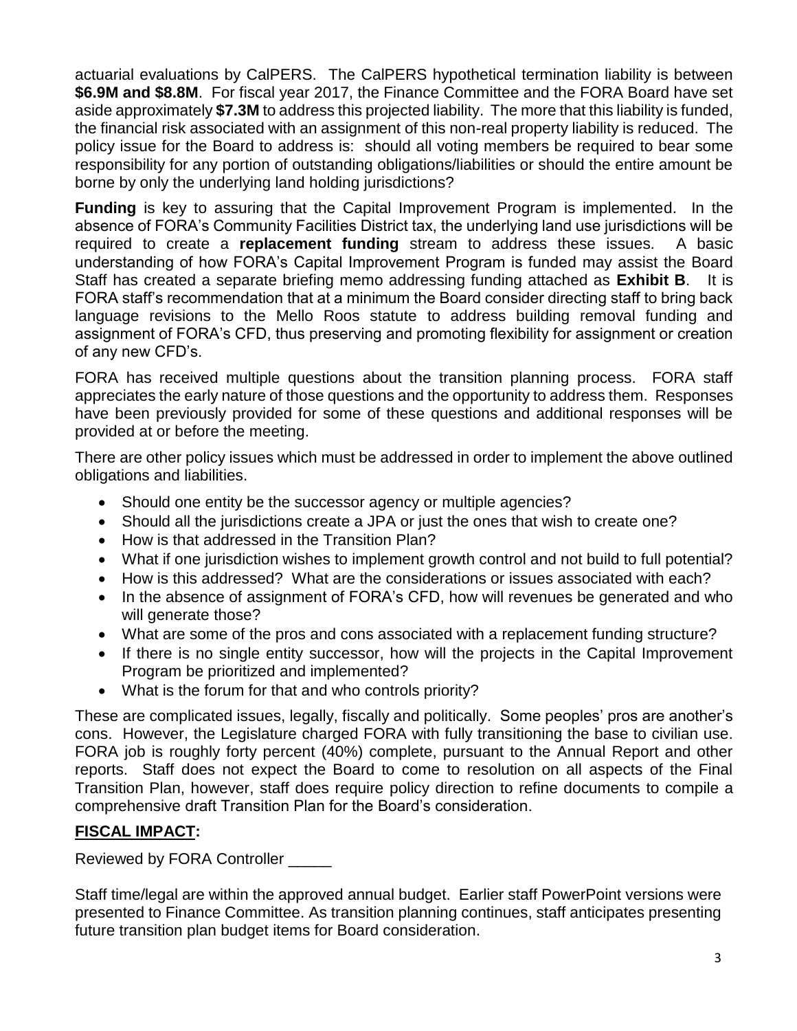actuarial evaluations by CalPERS. The CalPERS hypothetical termination liability is between **$6.9M and $8.8M**. For fiscal year 2017, the Finance Committee and the FORA Board have set aside approximately **$7.3M** to address this projected liability. The more that this liability is funded, the financial risk associated with an assignment of this non-real property liability is reduced. The policy issue for the Board to address is: should all voting members be required to bear some responsibility for any portion of outstanding obligations/liabilities or should the entire amount be borne by only the underlying land holding jurisdictions?

**Funding** is key to assuring that the Capital Improvement Program is implemented. In the absence of FORA's Community Facilities District tax, the underlying land use jurisdictions will be required to create a **replacement funding** stream to address these issues. A basic understanding of how FORA's Capital Improvement Program is funded may assist the Board Staff has created a separate briefing memo addressing funding attached as **Exhibit B**. It is FORA staff's recommendation that at a minimum the Board consider directing staff to bring back language revisions to the Mello Roos statute to address building removal funding and assignment of FORA's CFD, thus preserving and promoting flexibility for assignment or creation of any new CFD's.

FORA has received multiple questions about the transition planning process. FORA staff appreciates the early nature of those questions and the opportunity to address them. Responses have been previously provided for some of these questions and additional responses will be provided at or before the meeting.

There are other policy issues which must be addressed in order to implement the above outlined obligations and liabilities.

- Should one entity be the successor agency or multiple agencies?
- Should all the jurisdictions create a JPA or just the ones that wish to create one?
- How is that addressed in the Transition Plan?
- What if one jurisdiction wishes to implement growth control and not build to full potential?
- How is this addressed? What are the considerations or issues associated with each?
- In the absence of assignment of FORA's CFD, how will revenues be generated and who will generate those?
- What are some of the pros and cons associated with a replacement funding structure?
- If there is no single entity successor, how will the projects in the Capital Improvement Program be prioritized and implemented?
- What is the forum for that and who controls priority?

These are complicated issues, legally, fiscally and politically. Some peoples' pros are another's cons. However, the Legislature charged FORA with fully transitioning the base to civilian use. FORA job is roughly forty percent (40%) complete, pursuant to the Annual Report and other reports. Staff does not expect the Board to come to resolution on all aspects of the Final Transition Plan, however, staff does require policy direction to refine documents to compile a comprehensive draft Transition Plan for the Board's consideration.

## FISCAL IMPACT:

Reviewed by FORA Controller _____

Staff time/legal are within the approved annual budget. Earlier staff PowerPoint versions were presented to Finance Committee. As transition planning continues, staff anticipates presenting future transition plan budget items for Board consideration.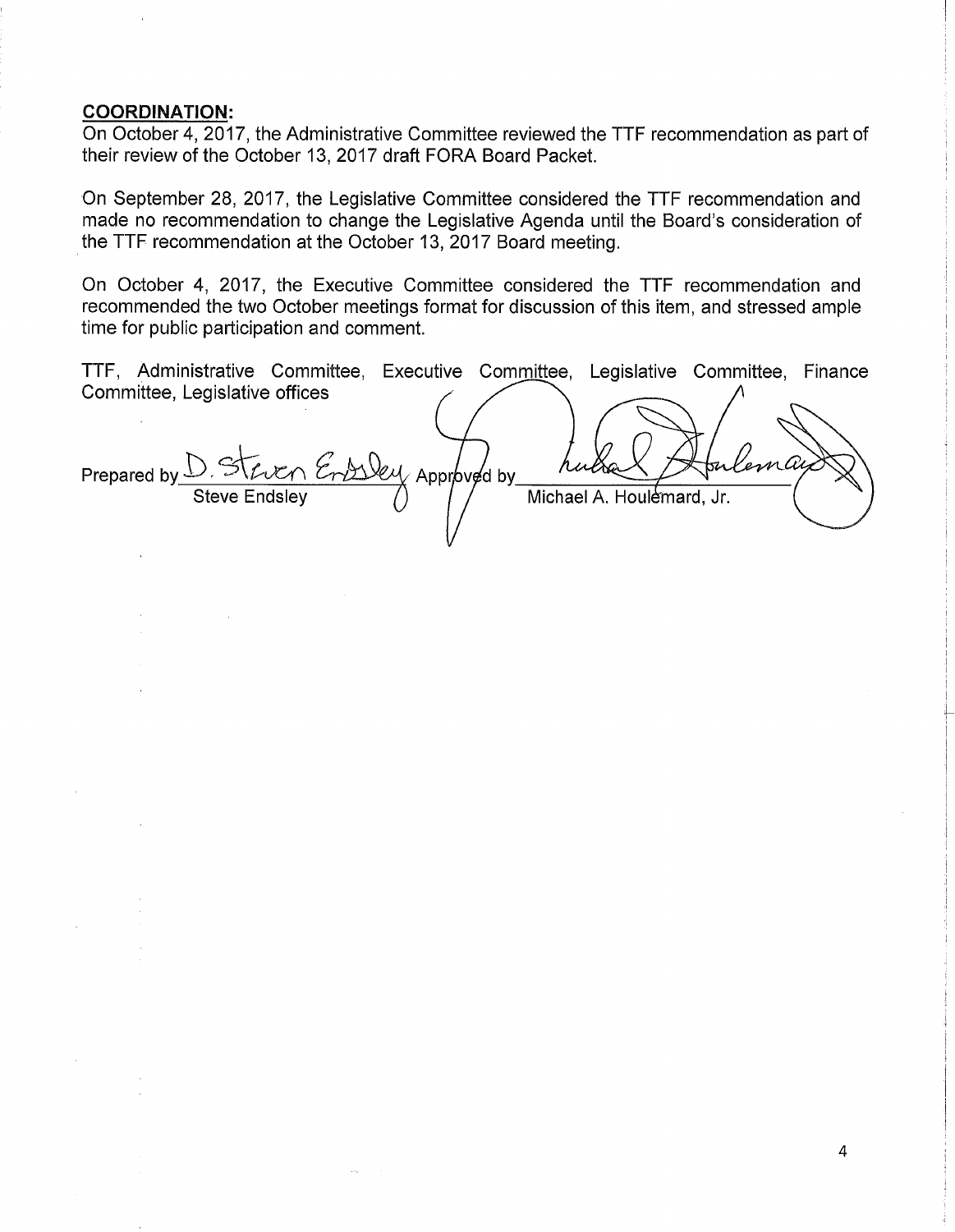**COORDINATION:**

On October 4, 2017, the Administrative Committee reviewed the TTF recommendation as part of their review of the October 13, 2017 draft FORA Board Packet.

On September 28, 2017, the Legislative Committee considered the TTF recommendation and made no recommendation to change the Legislative Agenda until the Board's consideration of the TTF recommendation at the October 13, 2017 Board meeting.

On October 4, 2017, the Executive Committee considered the TTF recommendation and recommended the two October meetings format for discussion of this item, and stressed ample time for public participation and comment.

TTF, Administrative Committee, Executive Committee, Legislative Committee, Finance Committee, Legislative offices

Prepared by D. Steven Endsley
Steve Endsley

Approved by
Michael A. Houlemard, Jr.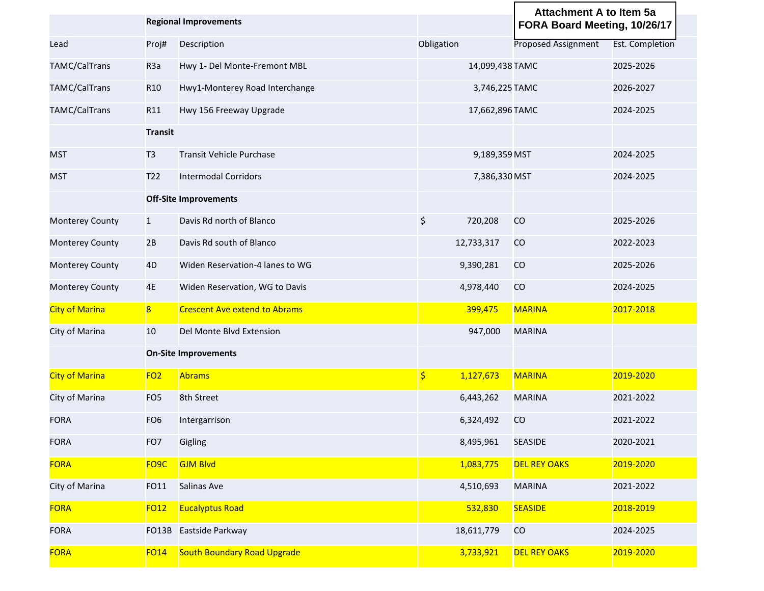**Attachment A to Item 5a**
**FORA Board Meeting, 10/26/17**

| Lead | Proj# | Description | Obligation | Proposed Assignment | Est. Completion |
|---|---|---|---|---|---|
| | **Regional Improvements** | | | | |
| TAMC/CalTrans | R3a | Hwy 1- Del Monte-Fremont MBL | 14,099,438 | TAMC | 2025-2026 |
| TAMC/CalTrans | R10 | Hwy1-Monterey Road Interchange | 3,746,225 | TAMC | 2026-2027 |
| TAMC/CalTrans | R11 | Hwy 156 Freeway Upgrade | 17,662,896 | TAMC | 2024-2025 |
| | **Transit** | | | | |
| MST | T3 | Transit Vehicle Purchase | 9,189,359 | MST | 2024-2025 |
| MST | T22 | Intermodal Corridors | 7,386,330 | MST | 2024-2025 |
| | **Off-Site Improvements** | | | | |
| Monterey County | 1 | Davis Rd north of Blanco | $ 720,208 | CO | 2025-2026 |
| Monterey County | 2B | Davis Rd south of Blanco | 12,733,317 | CO | 2022-2023 |
| Monterey County | 4D | Widen Reservation-4 lanes to WG | 9,390,281 | CO | 2025-2026 |
| Monterey County | 4E | Widen Reservation, WG to Davis | 4,978,440 | CO | 2024-2025 |
| City of Marina | 8 | Crescent Ave extend to Abrams | 399,475 | MARINA | 2017-2018 |
| City of Marina | 10 | Del Monte Blvd Extension | 947,000 | MARINA | |
| | **On-Site Improvements** | | | | |
| City of Marina | FO2 | Abrams | $ 1,127,673 | MARINA | 2019-2020 |
| City of Marina | FO5 | 8th Street | 6,443,262 | MARINA | 2021-2022 |
| FORA | FO6 | Intergarrison | 6,324,492 | CO | 2021-2022 |
| FORA | FO7 | Gigling | 8,495,961 | SEASIDE | 2020-2021 |
| FORA | FO9C | GJM Blvd | 1,083,775 | DEL REY OAKS | 2019-2020 |
| City of Marina | FO11 | Salinas Ave | 4,510,693 | MARINA | 2021-2022 |
| FORA | FO12 | Eucalyptus Road | 532,830 | SEASIDE | 2018-2019 |
| FORA | FO13B | Eastside Parkway | 18,611,779 | CO | 2024-2025 |
| FORA | FO14 | South Boundary Road Upgrade | 3,733,921 | DEL REY OAKS | 2019-2020 |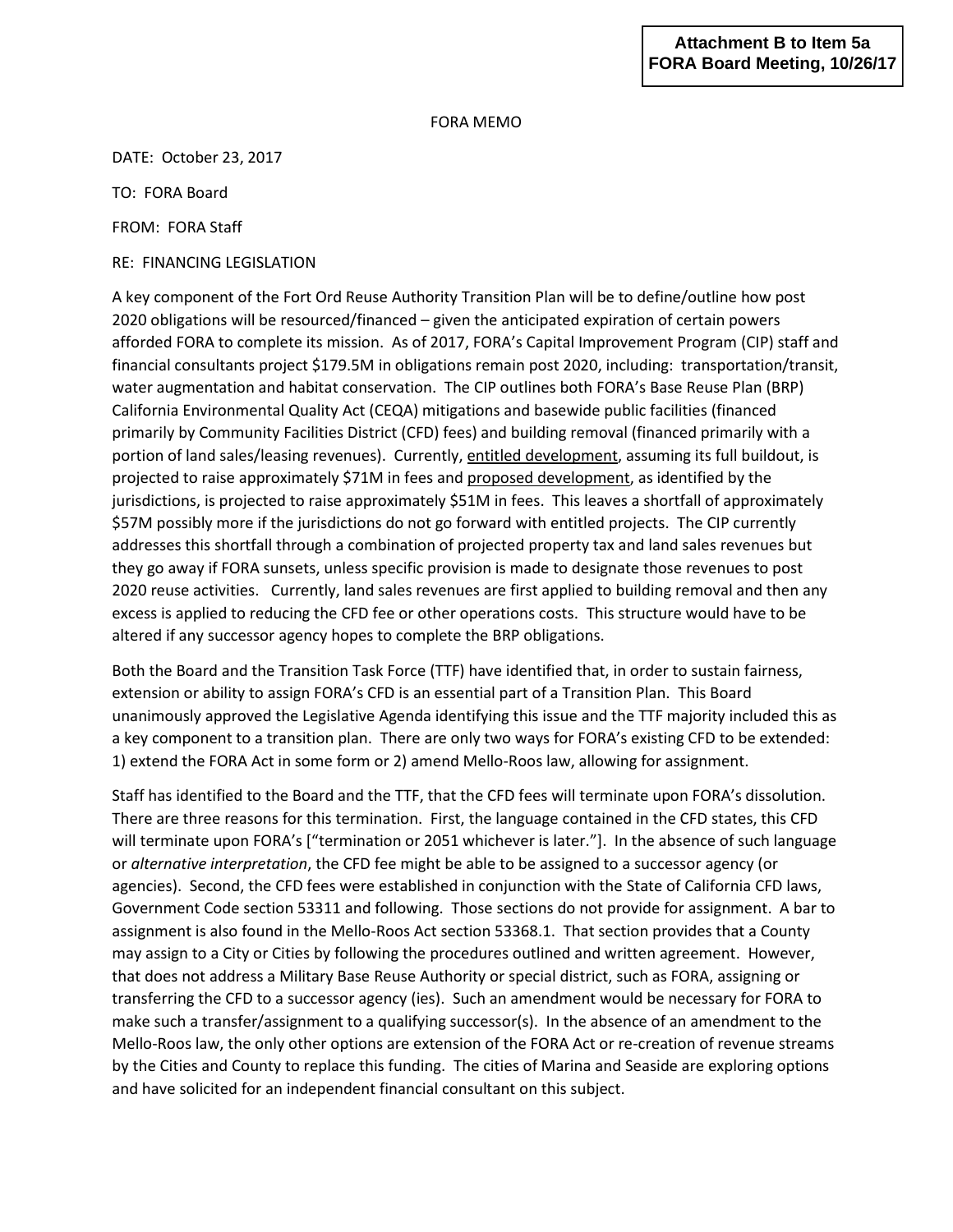**Attachment B to Item 5a**
**FORA Board Meeting, 10/26/17**

FORA MEMO

DATE: October 23, 2017

TO: FORA Board

FROM: FORA Staff

RE: FINANCING LEGISLATION

A key component of the Fort Ord Reuse Authority Transition Plan will be to define/outline how post 2020 obligations will be resourced/financed – given the anticipated expiration of certain powers afforded FORA to complete its mission. As of 2017, FORA's Capital Improvement Program (CIP) staff and financial consultants project $179.5M in obligations remain post 2020, including: transportation/transit, water augmentation and habitat conservation. The CIP outlines both FORA's Base Reuse Plan (BRP) California Environmental Quality Act (CEQA) mitigations and basewide public facilities (financed primarily by Community Facilities District (CFD) fees) and building removal (financed primarily with a portion of land sales/leasing revenues). Currently, <u>entitled development</u>, assuming its full buildout, is projected to raise approximately $71M in fees and <u>proposed development</u>, as identified by the jurisdictions, is projected to raise approximately $51M in fees. This leaves a shortfall of approximately $57M possibly more if the jurisdictions do not go forward with entitled projects. The CIP currently addresses this shortfall through a combination of projected property tax and land sales revenues but they go away if FORA sunsets, unless specific provision is made to designate those revenues to post 2020 reuse activities. Currently, land sales revenues are first applied to building removal and then any excess is applied to reducing the CFD fee or other operations costs. This structure would have to be altered if any successor agency hopes to complete the BRP obligations.

Both the Board and the Transition Task Force (TTF) have identified that, in order to sustain fairness, extension or ability to assign FORA's CFD is an essential part of a Transition Plan. This Board unanimously approved the Legislative Agenda identifying this issue and the TTF majority included this as a key component to a transition plan. There are only two ways for FORA's existing CFD to be extended: 1) extend the FORA Act in some form or 2) amend Mello-Roos law, allowing for assignment.

Staff has identified to the Board and the TTF, that the CFD fees will terminate upon FORA's dissolution. There are three reasons for this termination. First, the language contained in the CFD states, this CFD will terminate upon FORA's ["termination or 2051 whichever is later."]. In the absence of such language or *alternative interpretation*, the CFD fee might be able to be assigned to a successor agency (or agencies). Second, the CFD fees were established in conjunction with the State of California CFD laws, Government Code section 53311 and following. Those sections do not provide for assignment. A bar to assignment is also found in the Mello-Roos Act section 53368.1. That section provides that a County may assign to a City or Cities by following the procedures outlined and written agreement. However, that does not address a Military Base Reuse Authority or special district, such as FORA, assigning or transferring the CFD to a successor agency (ies). Such an amendment would be necessary for FORA to make such a transfer/assignment to a qualifying successor(s). In the absence of an amendment to the Mello-Roos law, the only other options are extension of the FORA Act or re-creation of revenue streams by the Cities and County to replace this funding. The cities of Marina and Seaside are exploring options and have solicited for an independent financial consultant on this subject.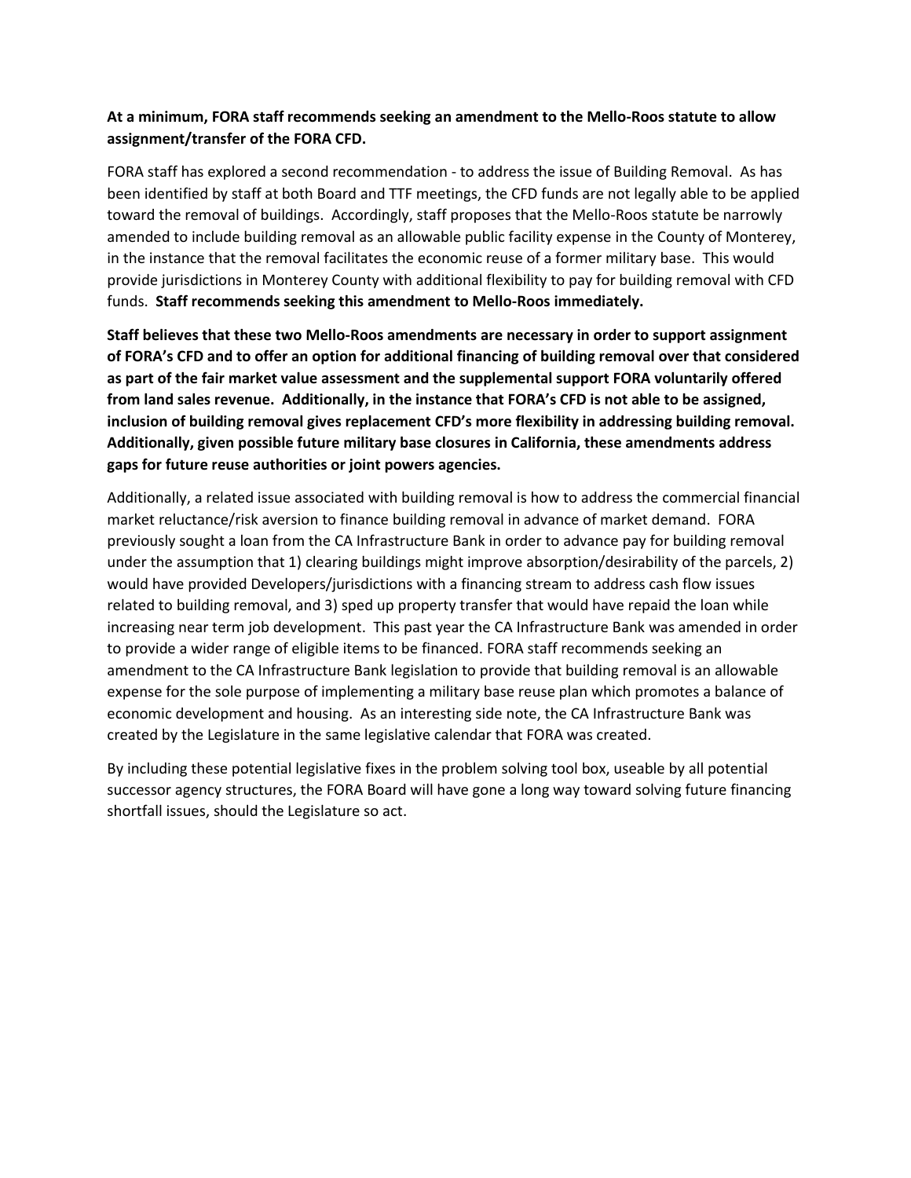**At a minimum, FORA staff recommends seeking an amendment to the Mello-Roos statute to allow assignment/transfer of the FORA CFD.**

FORA staff has explored a second recommendation - to address the issue of Building Removal. As has been identified by staff at both Board and TTF meetings, the CFD funds are not legally able to be applied toward the removal of buildings. Accordingly, staff proposes that the Mello-Roos statute be narrowly amended to include building removal as an allowable public facility expense in the County of Monterey, in the instance that the removal facilitates the economic reuse of a former military base. This would provide jurisdictions in Monterey County with additional flexibility to pay for building removal with CFD funds. **Staff recommends seeking this amendment to Mello-Roos immediately.**

**Staff believes that these two Mello-Roos amendments are necessary in order to support assignment of FORA's CFD and to offer an option for additional financing of building removal over that considered as part of the fair market value assessment and the supplemental support FORA voluntarily offered from land sales revenue. Additionally, in the instance that FORA's CFD is not able to be assigned, inclusion of building removal gives replacement CFD's more flexibility in addressing building removal. Additionally, given possible future military base closures in California, these amendments address gaps for future reuse authorities or joint powers agencies.**

Additionally, a related issue associated with building removal is how to address the commercial financial market reluctance/risk aversion to finance building removal in advance of market demand. FORA previously sought a loan from the CA Infrastructure Bank in order to advance pay for building removal under the assumption that 1) clearing buildings might improve absorption/desirability of the parcels, 2) would have provided Developers/jurisdictions with a financing stream to address cash flow issues related to building removal, and 3) sped up property transfer that would have repaid the loan while increasing near term job development. This past year the CA Infrastructure Bank was amended in order to provide a wider range of eligible items to be financed. FORA staff recommends seeking an amendment to the CA Infrastructure Bank legislation to provide that building removal is an allowable expense for the sole purpose of implementing a military base reuse plan which promotes a balance of economic development and housing. As an interesting side note, the CA Infrastructure Bank was created by the Legislature in the same legislative calendar that FORA was created.

By including these potential legislative fixes in the problem solving tool box, useable by all potential successor agency structures, the FORA Board will have gone a long way toward solving future financing shortfall issues, should the Legislature so act.